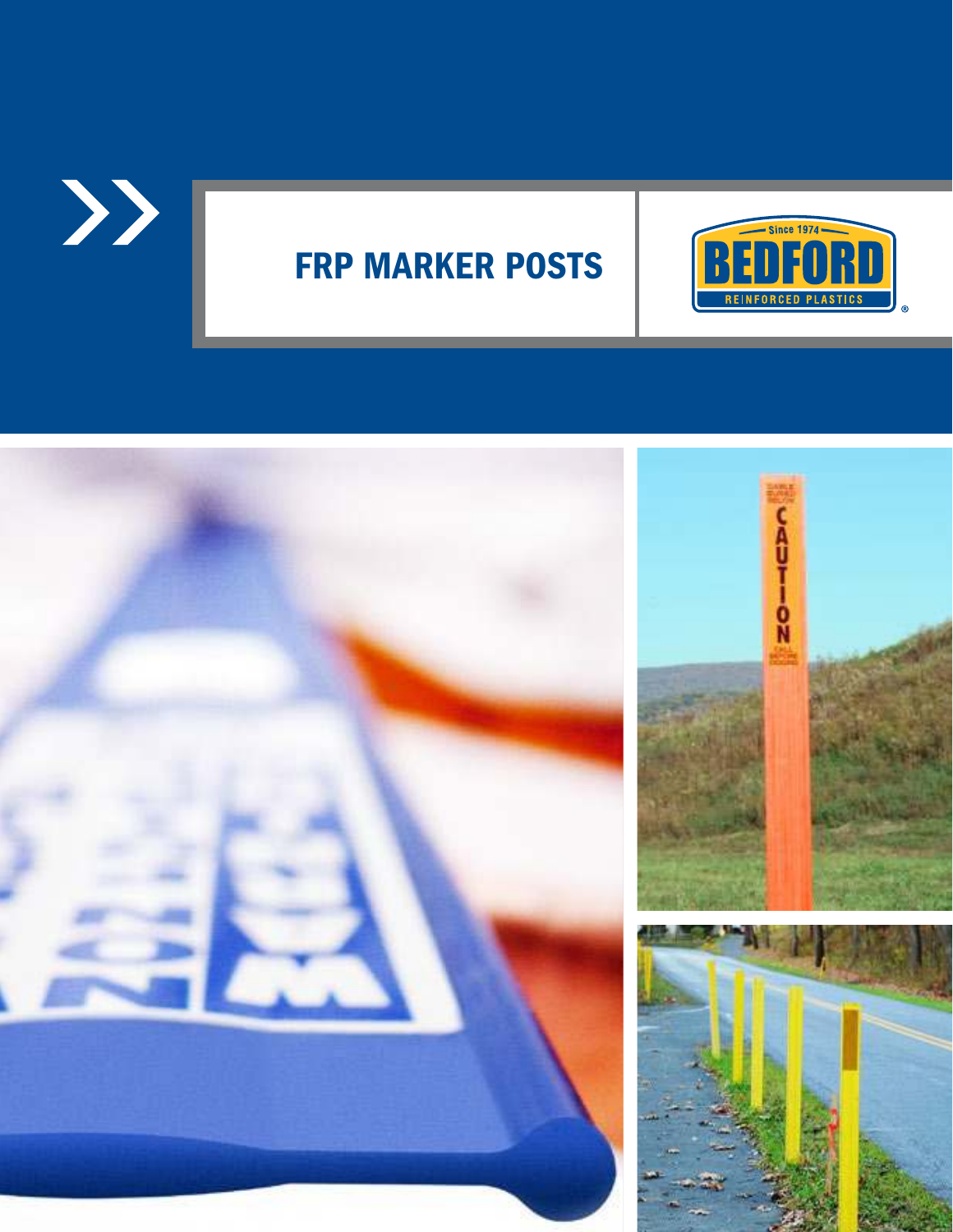# FRP MARKER POSTS

Since 1974
BEDFORD
REINFORCED PLASTICS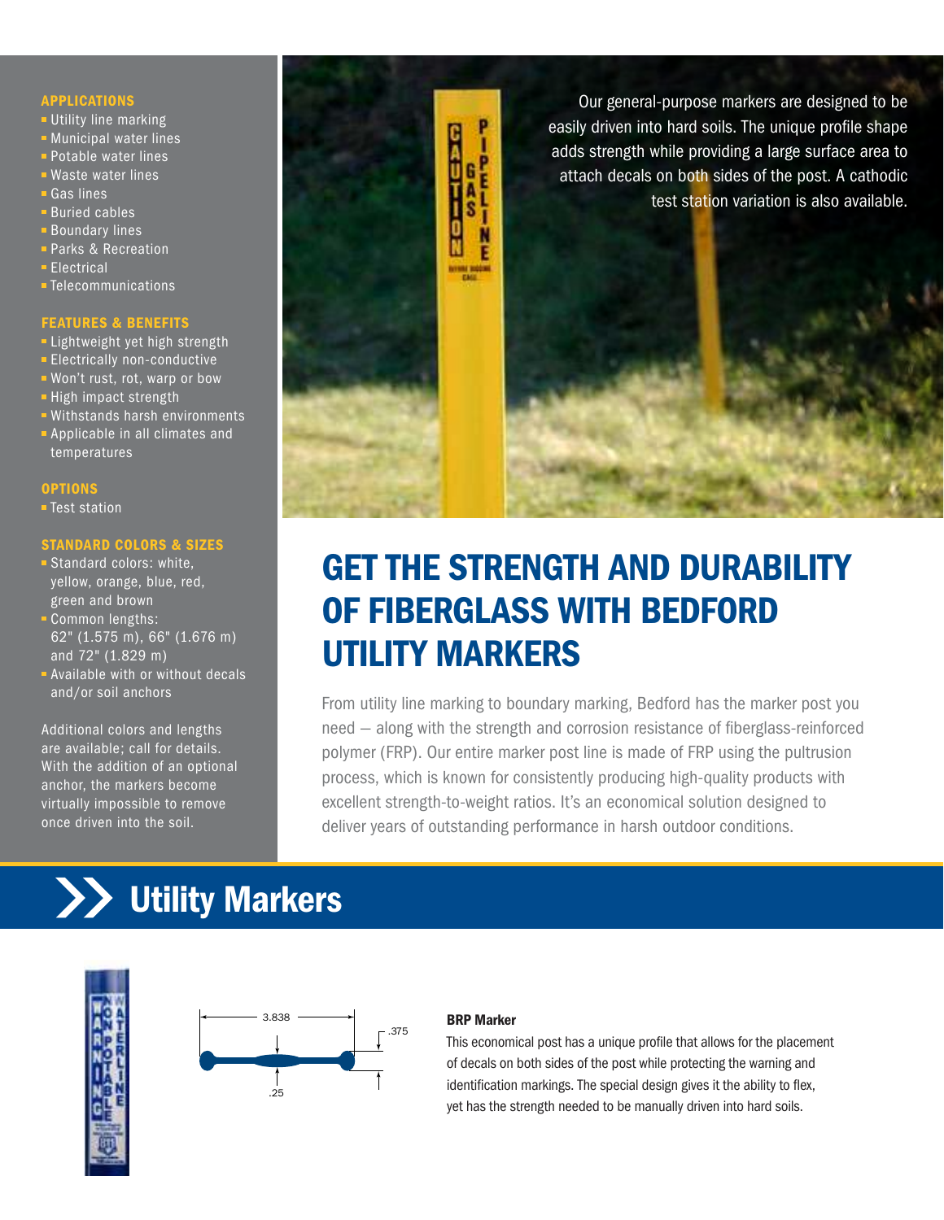### APPLICATIONS

- Utility line marking
- Municipal water lines
- Potable water lines
- Waste water lines
- Gas lines
- Buried cables
- Boundary lines
- Parks & Recreation
- Electrical
- Telecommunications

### FEATURES & BENEFITS

- Lightweight yet high strength
- Electrically non-conductive
- Won't rust, rot, warp or bow
- High impact strength
- Withstands harsh environments
- Applicable in all climates and temperatures

### OPTIONS

- Test station

### STANDARD COLORS & SIZES

- Standard colors: white, yellow, orange, blue, red, green and brown
- Common lengths: 62" (1.575 m), 66" (1.676 m) and 72" (1.829 m)
- Available with or without decals and/or soil anchors

Additional colors and lengths are available; call for details. With the addition of an optional anchor, the markers become virtually impossible to remove once driven into the soil.

Our general-purpose markers are designed to be easily driven into hard soils. The unique profile shape adds strength while providing a large surface area to attach decals on both sides of the post. A cathodic test station variation is also available.

# GET THE STRENGTH AND DURABILITY OF FIBERGLASS WITH BEDFORD UTILITY MARKERS

From utility line marking to boundary marking, Bedford has the marker post you need – along with the strength and corrosion resistance of fiberglass-reinforced polymer (FRP). Our entire marker post line is made of FRP using the pultrusion process, which is known for consistently producing high-quality products with excellent strength-to-weight ratios. It's an economical solution designed to deliver years of outstanding performance in harsh outdoor conditions.

## Utility Markers

3.838

.375

.25

**BRP Marker**

This economical post has a unique profile that allows for the placement of decals on both sides of the post while protecting the warning and identification markings. The special design gives it the ability to flex, yet has the strength needed to be manually driven into hard soils.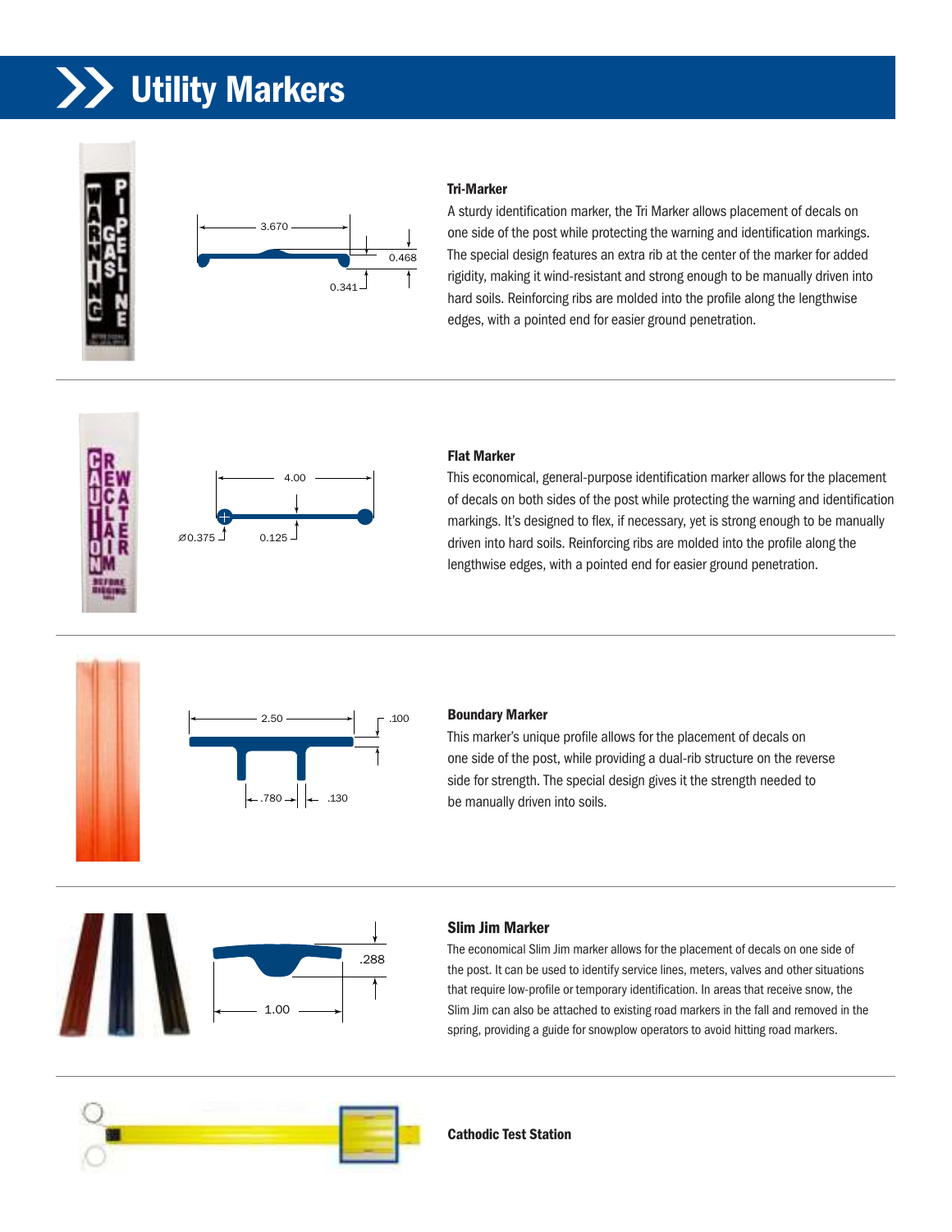# Utility Markers

### Tri-Marker

A sturdy identification marker, the Tri Marker allows placement of decals on one side of the post while protecting the warning and identification markings. The special design features an extra rib at the center of the marker for added rigidity, making it wind-resistant and strong enough to be manually driven into hard soils. Reinforcing ribs are molded into the profile along the lengthwise edges, with a pointed end for easier ground penetration.

### Flat Marker

This economical, general-purpose identification marker allows for the placement of decals on both sides of the post while protecting the warning and identification markings. It's designed to flex, if necessary, yet is strong enough to be manually driven into hard soils. Reinforcing ribs are molded into the profile along the lengthwise edges, with a pointed end for easier ground penetration.

### Boundary Marker

This marker's unique profile allows for the placement of decals on one side of the post, while providing a dual-rib structure on the reverse side for strength. The special design gives it the strength needed to be manually driven into soils.

### Slim Jim Marker

The economical Slim Jim marker allows for the placement of decals on one side of the post. It can be used to identify service lines, meters, valves and other situations that require low-profile or temporary identification. In areas that receive snow, the Slim Jim can also be attached to existing road markers in the fall and removed in the spring, providing a guide for snowplow operators to avoid hitting road markers.

### Cathodic Test Station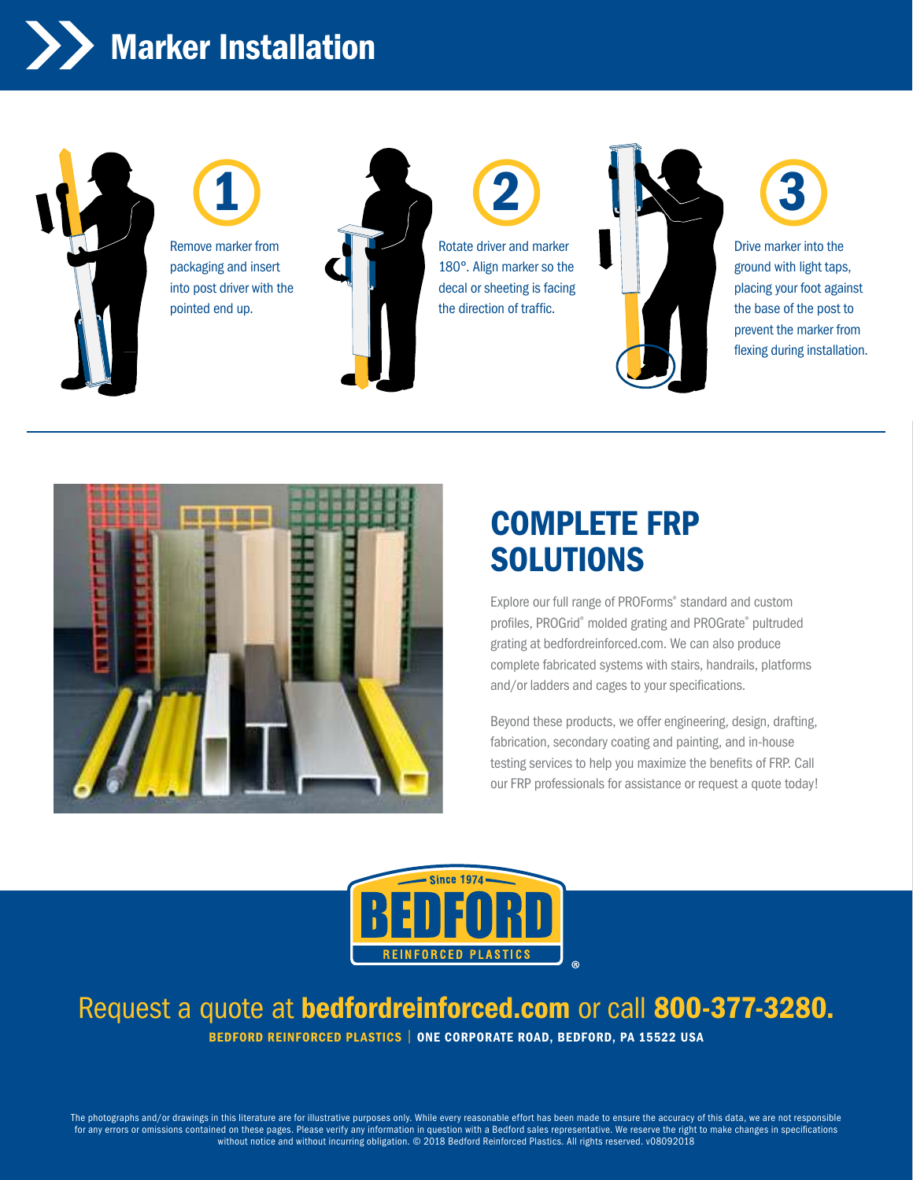# Marker Installation

**1**

Remove marker from packaging and insert into post driver with the pointed end up.

**2**

Rotate driver and marker 180°. Align marker so the decal or sheeting is facing the direction of traffic.

**3**

Drive marker into the ground with light taps, placing your foot against the base of the post to prevent the marker from flexing during installation.

## COMPLETE FRP SOLUTIONS

Explore our full range of PROForms® standard and custom profiles, PROGrid® molded grating and PROGrate® pultruded grating at bedfordreinforced.com. We can also produce complete fabricated systems with stairs, handrails, platforms and/or ladders and cages to your specifications.

Beyond these products, we offer engineering, design, drafting, fabrication, secondary coating and painting, and in-house testing services to help you maximize the benefits of FRP. Call our FRP professionals for assistance or request a quote today!

Since 1974
BEDFORD
REINFORCED PLASTICS®

Request a quote at **bedfordreinforced.com** or call **800-377-3280.**

**BEDFORD REINFORCED PLASTICS | ONE CORPORATE ROAD, BEDFORD, PA 15522 USA**

The photographs and/or drawings in this literature are for illustrative purposes only. While every reasonable effort has been made to ensure the accuracy of this data, we are not responsible for any errors or omissions contained on these pages. Please verify any information in question with a Bedford sales representative. We reserve the right to make changes in specifications without notice and without incurring obligation. © 2018 Bedford Reinforced Plastics. All rights reserved. v08092018